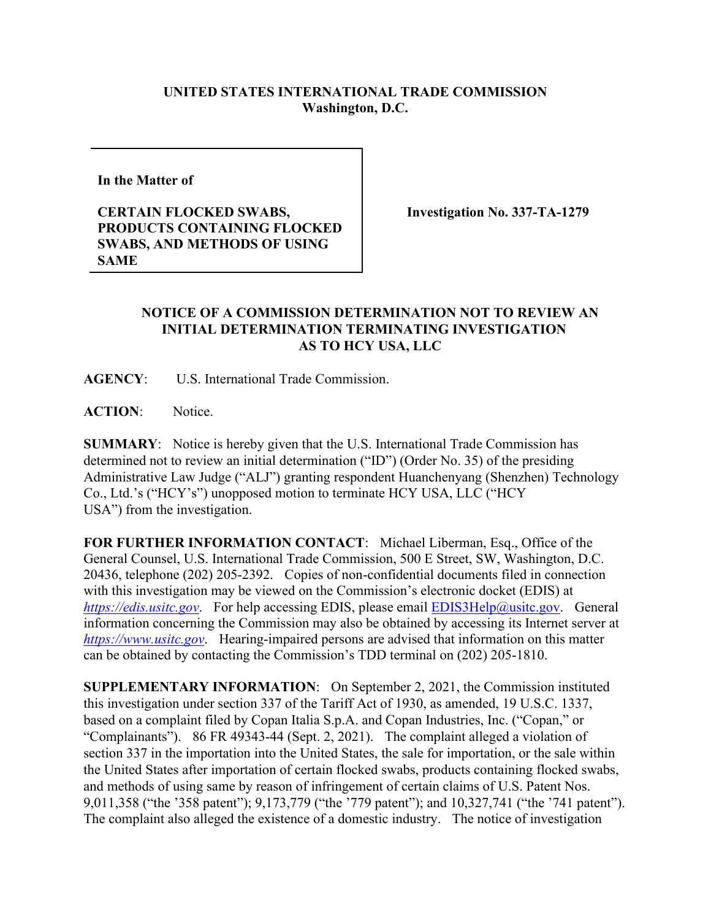**UNITED STATES INTERNATIONAL TRADE COMMISSION**
**Washington, D.C.**

| | |
|---|---|
| **In the Matter of**<br><br>**CERTAIN FLOCKED SWABS, PRODUCTS CONTAINING FLOCKED SWABS, AND METHODS OF USING SAME** | **Investigation No. 337-TA-1279** |

## NOTICE OF A COMMISSION DETERMINATION NOT TO REVIEW AN INITIAL DETERMINATION TERMINATING INVESTIGATION AS TO HCY USA, LLC

**AGENCY**: U.S. International Trade Commission.

**ACTION**: Notice.

**SUMMARY**: Notice is hereby given that the U.S. International Trade Commission has determined not to review an initial determination ("ID") (Order No. 35) of the presiding Administrative Law Judge ("ALJ") granting respondent Huanchenyang (Shenzhen) Technology Co., Ltd.'s ("HCY's") unopposed motion to terminate HCY USA, LLC ("HCY USA") from the investigation.

**FOR FURTHER INFORMATION CONTACT**: Michael Liberman, Esq., Office of the General Counsel, U.S. International Trade Commission, 500 E Street, SW, Washington, D.C. 20436, telephone (202) 205-2392. Copies of non-confidential documents filed in connection with this investigation may be viewed on the Commission's electronic docket (EDIS) at *https://edis.usitc.gov*. For help accessing EDIS, please email EDIS3Help@usitc.gov. General information concerning the Commission may also be obtained by accessing its Internet server at *https://www.usitc.gov*. Hearing-impaired persons are advised that information on this matter can be obtained by contacting the Commission's TDD terminal on (202) 205-1810.

**SUPPLEMENTARY INFORMATION**: On September 2, 2021, the Commission instituted this investigation under section 337 of the Tariff Act of 1930, as amended, 19 U.S.C. 1337, based on a complaint filed by Copan Italia S.p.A. and Copan Industries, Inc. ("Copan," or "Complainants"). 86 FR 49343-44 (Sept. 2, 2021). The complaint alleged a violation of section 337 in the importation into the United States, the sale for importation, or the sale within the United States after importation of certain flocked swabs, products containing flocked swabs, and methods of using same by reason of infringement of certain claims of U.S. Patent Nos. 9,011,358 ("the '358 patent"); 9,173,779 ("the '779 patent"); and 10,327,741 ("the '741 patent"). The complaint also alleged the existence of a domestic industry. The notice of investigation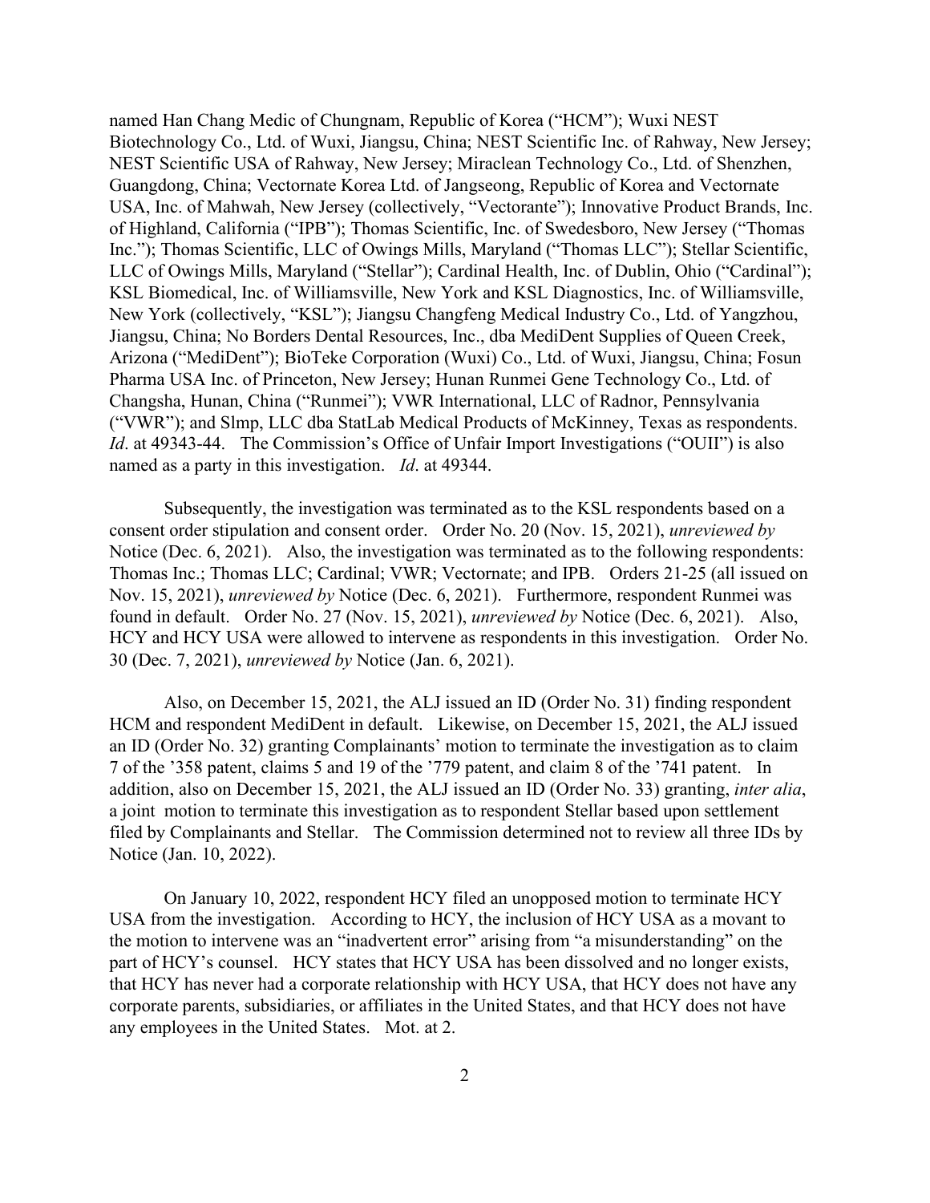named Han Chang Medic of Chungnam, Republic of Korea ("HCM"); Wuxi NEST Biotechnology Co., Ltd. of Wuxi, Jiangsu, China; NEST Scientific Inc. of Rahway, New Jersey; NEST Scientific USA of Rahway, New Jersey; Miraclean Technology Co., Ltd. of Shenzhen, Guangdong, China; Vectornate Korea Ltd. of Jangseong, Republic of Korea and Vectornate USA, Inc. of Mahwah, New Jersey (collectively, "Vectorante"); Innovative Product Brands, Inc. of Highland, California ("IPB"); Thomas Scientific, Inc. of Swedesboro, New Jersey ("Thomas Inc."); Thomas Scientific, LLC of Owings Mills, Maryland ("Thomas LLC"); Stellar Scientific, LLC of Owings Mills, Maryland ("Stellar"); Cardinal Health, Inc. of Dublin, Ohio ("Cardinal"); KSL Biomedical, Inc. of Williamsville, New York and KSL Diagnostics, Inc. of Williamsville, New York (collectively, "KSL"); Jiangsu Changfeng Medical Industry Co., Ltd. of Yangzhou, Jiangsu, China; No Borders Dental Resources, Inc., dba MediDent Supplies of Queen Creek, Arizona ("MediDent"); BioTeke Corporation (Wuxi) Co., Ltd. of Wuxi, Jiangsu, China; Fosun Pharma USA Inc. of Princeton, New Jersey; Hunan Runmei Gene Technology Co., Ltd. of Changsha, Hunan, China ("Runmei"); VWR International, LLC of Radnor, Pennsylvania ("VWR"); and Slmp, LLC dba StatLab Medical Products of McKinney, Texas as respondents. *Id*. at 49343-44. The Commission's Office of Unfair Import Investigations ("OUII") is also named as a party in this investigation. *Id*. at 49344.

Subsequently, the investigation was terminated as to the KSL respondents based on a consent order stipulation and consent order. Order No. 20 (Nov. 15, 2021), *unreviewed by* Notice (Dec. 6, 2021). Also, the investigation was terminated as to the following respondents: Thomas Inc.; Thomas LLC; Cardinal; VWR; Vectornate; and IPB. Orders 21-25 (all issued on Nov. 15, 2021), *unreviewed by* Notice (Dec. 6, 2021). Furthermore, respondent Runmei was found in default. Order No. 27 (Nov. 15, 2021), *unreviewed by* Notice (Dec. 6, 2021). Also, HCY and HCY USA were allowed to intervene as respondents in this investigation. Order No. 30 (Dec. 7, 2021), *unreviewed by* Notice (Jan. 6, 2021).

Also, on December 15, 2021, the ALJ issued an ID (Order No. 31) finding respondent HCM and respondent MediDent in default. Likewise, on December 15, 2021, the ALJ issued an ID (Order No. 32) granting Complainants' motion to terminate the investigation as to claim 7 of the '358 patent, claims 5 and 19 of the '779 patent, and claim 8 of the '741 patent. In addition, also on December 15, 2021, the ALJ issued an ID (Order No. 33) granting, *inter alia*, a joint motion to terminate this investigation as to respondent Stellar based upon settlement filed by Complainants and Stellar. The Commission determined not to review all three IDs by Notice (Jan. 10, 2022).

On January 10, 2022, respondent HCY filed an unopposed motion to terminate HCY USA from the investigation. According to HCY, the inclusion of HCY USA as a movant to the motion to intervene was an "inadvertent error" arising from "a misunderstanding" on the part of HCY's counsel. HCY states that HCY USA has been dissolved and no longer exists, that HCY has never had a corporate relationship with HCY USA, that HCY does not have any corporate parents, subsidiaries, or affiliates in the United States, and that HCY does not have any employees in the United States. Mot. at 2.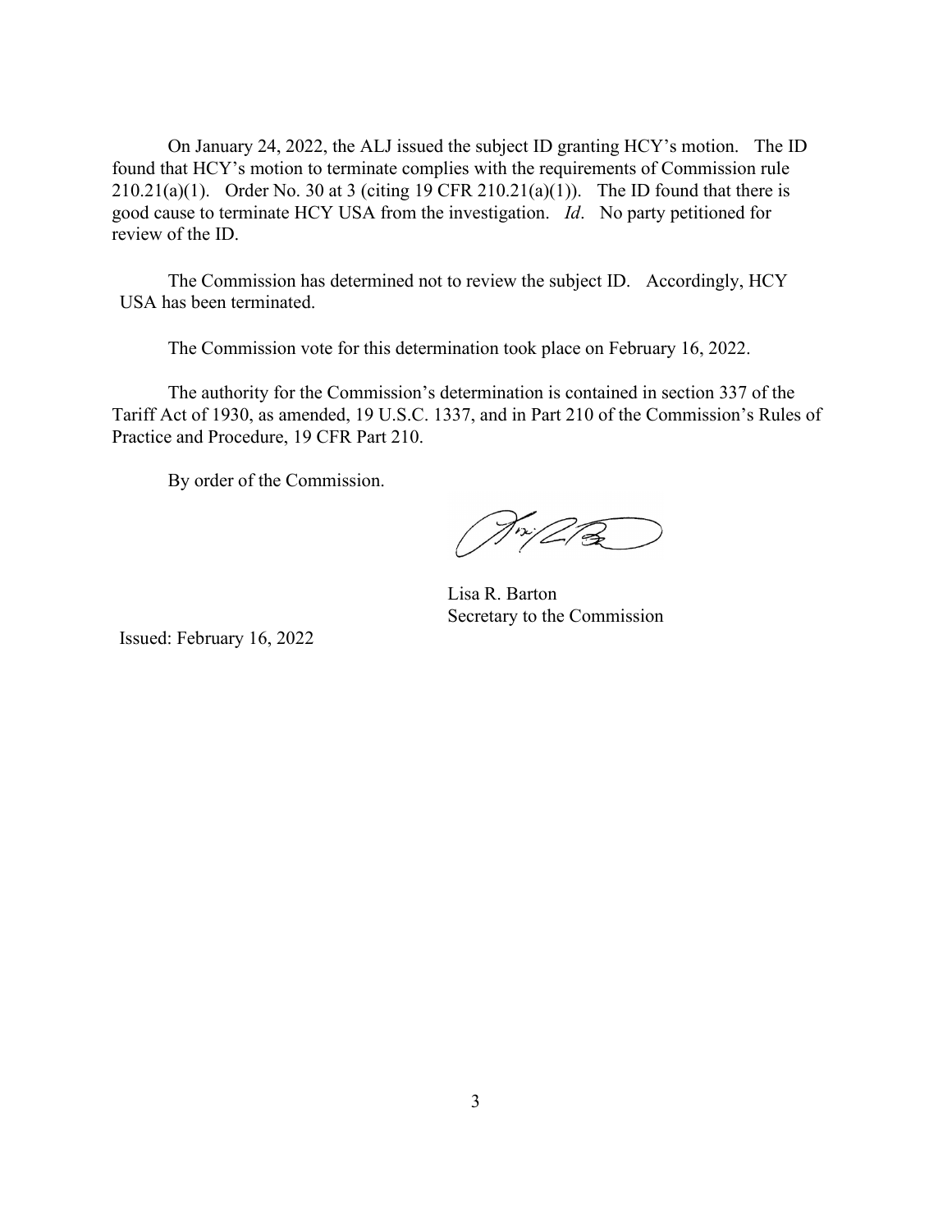On January 24, 2022, the ALJ issued the subject ID granting HCY's motion. The ID found that HCY's motion to terminate complies with the requirements of Commission rule 210.21(a)(1). Order No. 30 at 3 (citing 19 CFR 210.21(a)(1)). The ID found that there is good cause to terminate HCY USA from the investigation. *Id*. No party petitioned for review of the ID.

The Commission has determined not to review the subject ID. Accordingly, HCY USA has been terminated.

The Commission vote for this determination took place on February 16, 2022.

The authority for the Commission's determination is contained in section 337 of the Tariff Act of 1930, as amended, 19 U.S.C. 1337, and in Part 210 of the Commission's Rules of Practice and Procedure, 19 CFR Part 210.

By order of the Commission.

Lisa R. Barton
Secretary to the Commission

Issued: February 16, 2022